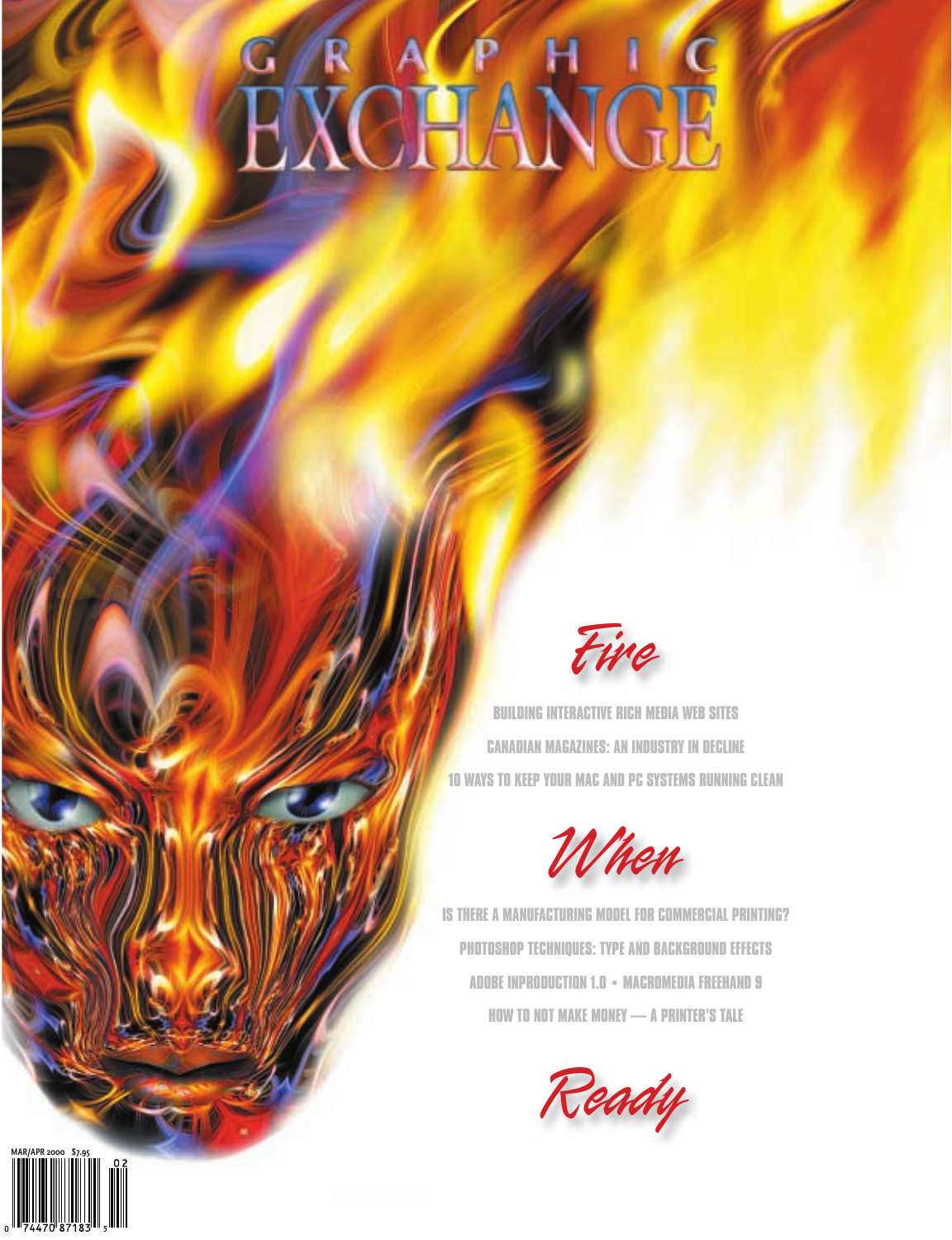# GRAPHIC EXCHANGE

*Fire*

BUILDING INTERACTIVE RICH MEDIA WEB SITES

CANADIAN MAGAZINES: AN INDUSTRY IN DECLINE

10 WAYS TO KEEP YOUR MAC AND PC SYSTEMS RUNNING CLEAN

*When*

IS THERE A MANUFACTURING MODEL FOR COMMERCIAL PRINTING?

PHOTOSHOP TECHNIQUES: TYPE AND BACKGROUND EFFECTS

ADOBE INPRODUCTION 1.0 • MACROMEDIA FREEHAND 9

HOW TO NOT MAKE MONEY — A PRINTER'S TALE

*Ready*

MAR/APR 2000 $7.95

0 74470 87183 5 02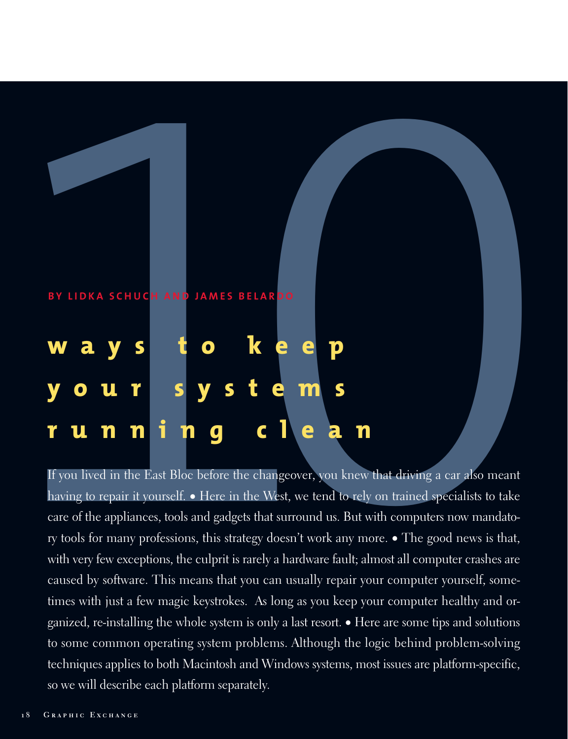# 10 ways to keep your systems running clean

BY LIDKA SCHUCH AND JAMES BELARDO

If you lived in the East Bloc before the changeover, you knew that driving a car also meant having to repair it yourself. • Here in the West, we tend to rely on trained specialists to take care of the appliances, tools and gadgets that surround us. But with computers now mandatory tools for many professions, this strategy doesn't work any more. • The good news is that, with very few exceptions, the culprit is rarely a hardware fault; almost all computer crashes are caused by software. This means that you can usually repair your computer yourself, sometimes with just a few magic keystrokes. As long as you keep your computer healthy and organized, re-installing the whole system is only a last resort. • Here are some tips and solutions to some common operating system problems. Although the logic behind problem-solving techniques applies to both Macintosh and Windows systems, most issues are platform-specific, so we will describe each platform separately.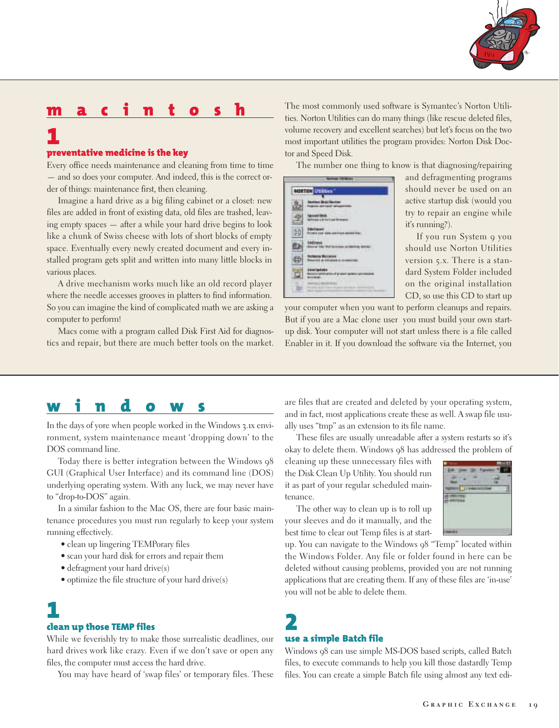## macintosh

### 1

### preventative medicine is the key

Every office needs maintenance and cleaning from time to time — and so does your computer. And indeed, this is the correct order of things: maintenance first, then cleaning.

Imagine a hard drive as a big filing cabinet or a closet: new files are added in front of existing data, old files are trashed, leaving empty spaces — after a while your hard drive begins to look like a chunk of Swiss cheese with lots of short blocks of empty space. Eventually every newly created document and every installed program gets split and written into many little blocks in various places.

A drive mechanism works much like an old record player where the needle accesses grooves in platters to find information. So you can imagine the kind of complicated math we are asking a computer to perform!

Macs come with a program called Disk First Aid for diagnostics and repair, but there are much better tools on the market. The most commonly used software is Symantec's Norton Utilities. Norton Utilities can do many things (like rescue deleted files, volume recovery and excellent searches) but let's focus on the two most important utilities the program provides: Norton Disk Doctor and Speed Disk.

The number one thing to know is that diagnosing/repairing and defragmenting programs should never be used on an active startup disk (would you try to repair an engine while it's running?).

If you run System 9 you should use Norton Utilities version 5.x. There is a standard System Folder included on the original installation CD, so use this CD to start up your computer when you want to perform cleanups and repairs. But if you are a Mac clone user you must build your own startup disk. Your computer will not start unless there is a file called Enabler in it. If you download the software via the Internet, you

## windows

In the days of yore when people worked in the Windows 3.1x environment, system maintenance meant 'dropping down' to the DOS command line.

Today there is better integration between the Windows 98 GUI (Graphical User Interface) and its command line (DOS) underlying operating system. With any luck, we may never have to "drop-to-DOS" again.

In a similar fashion to the Mac OS, there are four basic maintenance procedures you must run regularly to keep your system running effectively.

- clean up lingering TEMPorary files
- scan your hard disk for errors and repair them
- defragment your hard drive(s)
- optimize the file structure of your hard drive(s)

### 1

### clean up those TEMP files

While we feverishly try to make those surrealistic deadlines, our hard drives work like crazy. Even if we don't save or open any files, the computer must access the hard drive.

You may have heard of 'swap files' or temporary files. These are files that are created and deleted by your operating system, and in fact, most applications create these as well. A swap file usually uses "tmp" as an extension to its file name.

These files are usually unreadable after a system restarts so it's okay to delete them. Windows 98 has addressed the problem of cleaning up these unnecessary files with the Disk Clean Up Utility. You should run it as part of your regular scheduled maintenance.

The other way to clean up is to roll up your sleeves and do it manually, and the best time to clear out Temp files is at startup. You can navigate to the Windows 98 "Temp" located within the Windows Folder. Any file or folder found in here can be deleted without causing problems, provided you are not running applications that are creating them. If any of these files are 'in-use' you will not be able to delete them.

### 2

### use a simple Batch file

Windows 98 can use simple MS-DOS based scripts, called Batch files, to execute commands to help you kill those dastardly Temp files. You can create a simple Batch file using almost any text edi-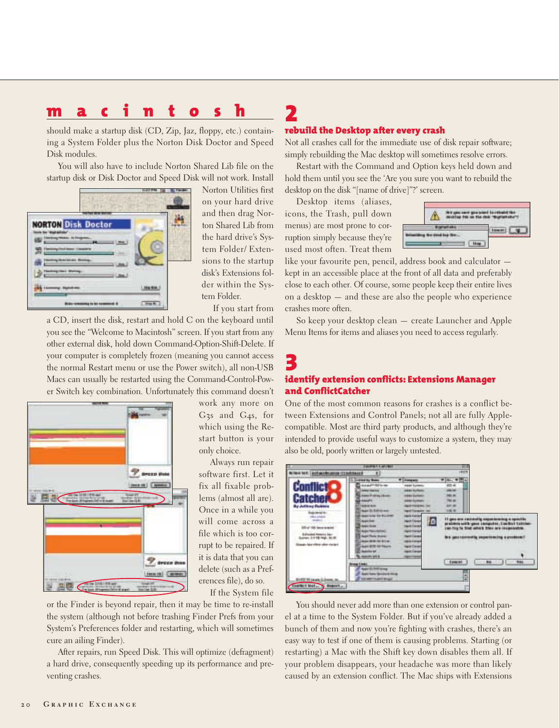## macintosh

should make a startup disk (CD, Zip, Jaz, floppy, etc.) containing a System Folder plus the Norton Disk Doctor and Speed Disk modules.

You will also have to include Norton Shared Lib file on the startup disk or Disk Doctor and Speed Disk will not work. Install Norton Utilities first on your hard drive and then drag Norton Shared Lib from the hard drive's System Folder/ Extensions to the startup disk's Extensions folder within the System Folder.

If you start from a CD, insert the disk, restart and hold C on the keyboard until you see the "Welcome to Macintosh" screen. If you start from any other external disk, hold down Command-Option-Shift-Delete. If your computer is completely frozen (meaning you cannot access the normal Restart menu or use the Power switch), all non-USB Macs can usually be restarted using the Command-Control-Power Switch key combination. Unfortunately this command doesn't work any more on G3s and G4s, for which using the Restart button is your only choice.

Always run repair software first. Let it fix all fixable problems (almost all are). Once in a while you will come across a file which is too corrupt to be repaired. If it is data that you can delete (such as a Preferences file), do so.

If the System file or the Finder is beyond repair, then it may be time to re-install the system (although not before trashing Finder Prefs from your System's Preferences folder and restarting, which will sometimes cure an ailing Finder).

After repairs, run Speed Disk. This will optimize (defragment) a hard drive, consequently speeding up its performance and preventing crashes.

# 2

### rebuild the Desktop after every crash

Not all crashes call for the immediate use of disk repair software; simply rebuilding the Mac desktop will sometimes resolve errors.

Restart with the Command and Option keys held down and hold them until you see the 'Are you sure you want to rebuild the desktop on the disk "[name of drive]"?' screen.

Desktop items (aliases, icons, the Trash, pull down menus) are most prone to corruption simply because they're used most often. Treat them like your favourite pen, pencil, address book and calculator — kept in an accessible place at the front of all data and preferably close to each other. Of course, some people keep their entire lives on a desktop — and these are also the people who experience crashes more often.

So keep your desktop clean — create Launcher and Apple Menu Items for items and aliases you need to access regularly.

# 3

### identify extension conflicts: Extensions Manager and ConflictCatcher

One of the most common reasons for crashes is a conflict between Extensions and Control Panels; not all are fully Apple-compatible. Most are third party products, and although they're intended to provide useful ways to customize a system, they may also be old, poorly written or largely untested.

You should never add more than one extension or control panel at a time to the System Folder. But if you've already added a bunch of them and now you're fighting with crashes, there's an easy way to test if one of them is causing problems. Starting (or restarting) a Mac with the Shift key down disables them all. If your problem disappears, your headache was more than likely caused by an extension conflict. The Mac ships with Extensions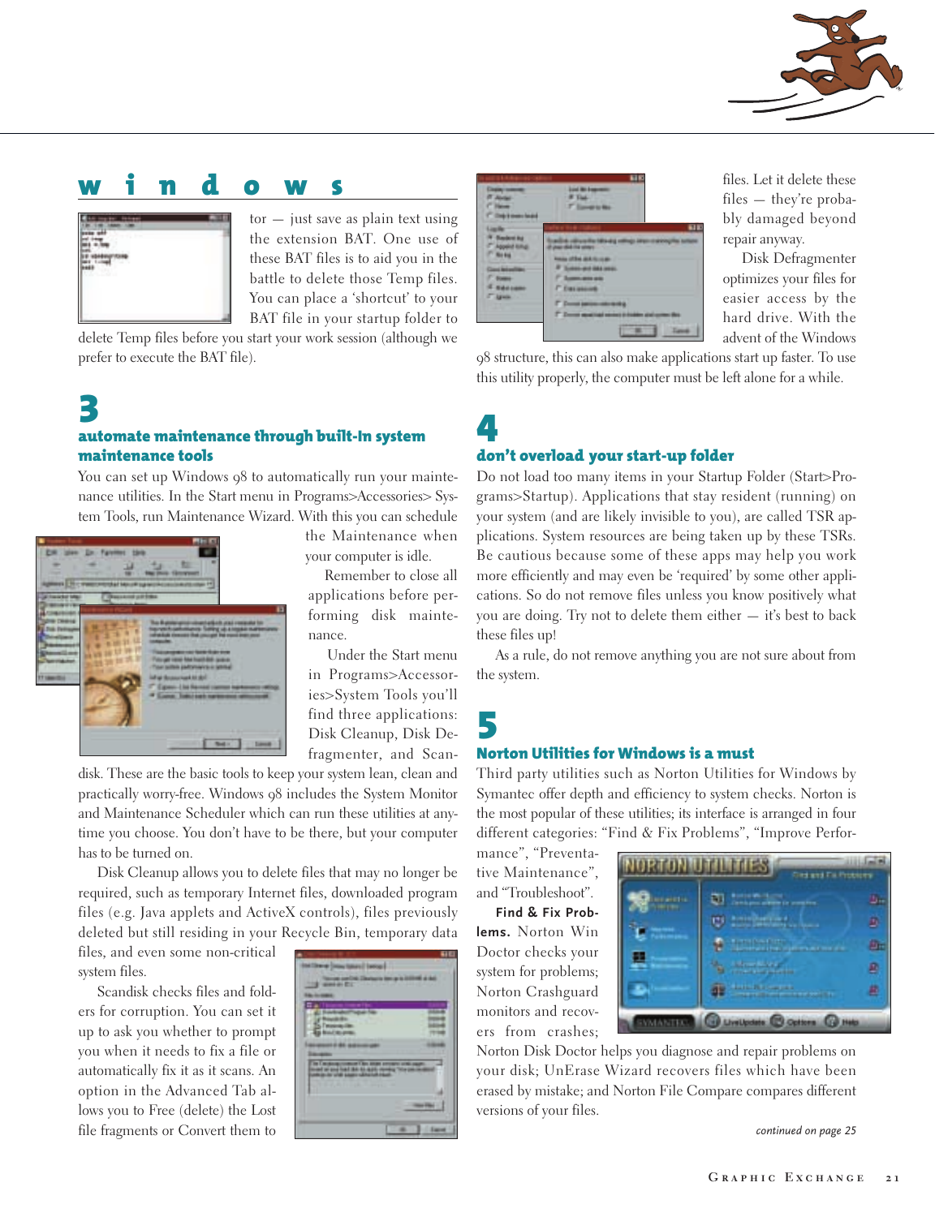## windows

tor — just save as plain text using the extension BAT. One use of these BAT files is to aid you in the battle to delete those Temp files. You can place a 'shortcut' to your BAT file in your startup folder to delete Temp files before you start your work session (although we prefer to execute the BAT file).

# 3

### automate maintenance through built-in system maintenance tools

You can set up Windows 98 to automatically run your maintenance utilities. In the Start menu in Programs>Accessories> System Tools, run Maintenance Wizard. With this you can schedule the Maintenance when your computer is idle.

Remember to close all applications before performing disk maintenance.

Under the Start menu in Programs>Accessories>System Tools you'll find three applications: Disk Cleanup, Disk Defragmenter, and Scandisk. These are the basic tools to keep your system lean, clean and practically worry-free. Windows 98 includes the System Monitor and Maintenance Scheduler which can run these utilities at anytime you choose. You don't have to be there, but your computer has to be turned on.

Disk Cleanup allows you to delete files that may no longer be required, such as temporary Internet files, downloaded program files (e.g. Java applets and ActiveX controls), files previously deleted but still residing in your Recycle Bin, temporary data files, and even some non-critical system files.

Scandisk checks files and folders for corruption. You can set it up to ask you whether to prompt you when it needs to fix a file or automatically fix it as it scans. An option in the Advanced Tab allows you to Free (delete) the Lost file fragments or Convert them to files. Let it delete these files — they're probably damaged beyond repair anyway.

Disk Defragmenter optimizes your files for easier access by the hard drive. With the advent of the Windows 98 structure, this can also make applications start up faster. To use this utility properly, the computer must be left alone for a while.

# 4

### don't overload your start-up folder

Do not load too many items in your Startup Folder (Start>Programs>Startup). Applications that stay resident (running) on your system (and are likely invisible to you), are called TSR applications. System resources are being taken up by these TSRs. Be cautious because some of these apps may help you work more efficiently and may even be 'required' by some other applications. So do not remove files unless you know positively what you are doing. Try not to delete them either — it's best to back these files up!

As a rule, do not remove anything you are not sure about from the system.

# 5

### Norton Utilities for Windows is a must

Third party utilities such as Norton Utilities for Windows by Symantec offer depth and efficiency to system checks. Norton is the most popular of these utilities; its interface is arranged in four different categories: "Find & Fix Problems", "Improve Performance", "Preventative Maintenance", and "Troubleshoot".

**Find & Fix Problems.** Norton Win Doctor checks your system for problems; Norton Crashguard monitors and recovers from crashes; Norton Disk Doctor helps you diagnose and repair problems on your disk; UnErase Wizard recovers files which have been erased by mistake; and Norton File Compare compares different versions of your files.

*continued on page 25*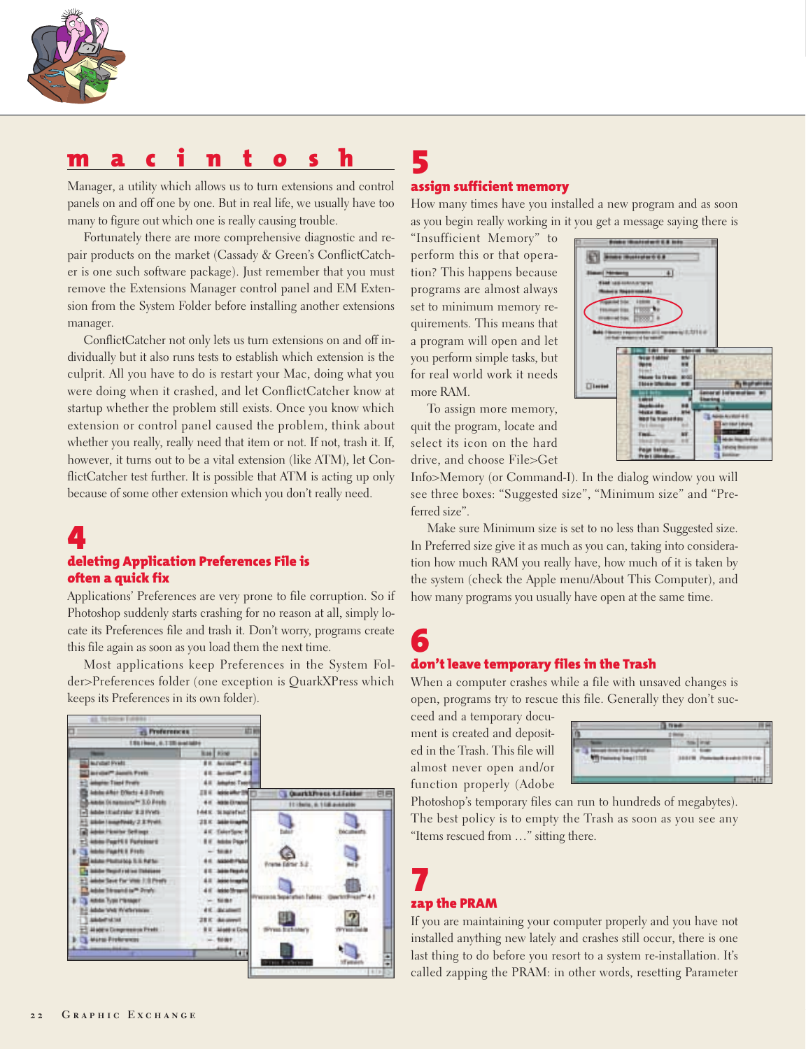## macintosh

Manager, a utility which allows us to turn extensions and control panels on and off one by one. But in real life, we usually have too many to figure out which one is really causing trouble.

Fortunately there are more comprehensive diagnostic and repair products on the market (Cassady & Green's ConflictCatcher is one such software package). Just remember that you must remove the Extensions Manager control panel and EM Extension from the System Folder before installing another extensions manager.

ConflictCatcher not only lets us turn extensions on and off individually but it also runs tests to establish which extension is the culprit. All you have to do is restart your Mac, doing what you were doing when it crashed, and let ConflictCatcher know at startup whether the problem still exists. Once you know which extension or control panel caused the problem, think about whether you really, really need that item or not. If not, trash it. If, however, it turns out to be a vital extension (like ATM), let ConflictCatcher test further. It is possible that ATM is acting up only because of some other extension which you don't really need.

## 4

### deleting Application Preferences File is often a quick fix

Applications' Preferences are very prone to file corruption. So if Photoshop suddenly starts crashing for no reason at all, simply locate its Preferences file and trash it. Don't worry, programs create this file again as soon as you load them the next time.

Most applications keep Preferences in the System Folder>Preferences folder (one exception is QuarkXPress which keeps its Preferences in its own folder).

## 5

### assign sufficient memory

How many times have you installed a new program and as soon as you begin really working in it you get a message saying there is "Insufficient Memory" to perform this or that operation? This happens because programs are almost always set to minimum memory requirements. This means that a program will open and let you perform simple tasks, but for real world work it needs more RAM.

To assign more memory, quit the program, locate and select its icon on the hard drive, and choose File>Get Info>Memory (or Command-I). In the dialog window you will see three boxes: "Suggested size", "Minimum size" and "Preferred size".

Make sure Minimum size is set to no less than Suggested size. In Preferred size give it as much as you can, taking into consideration how much RAM you really have, how much of it is taken by the system (check the Apple menu/About This Computer), and how many programs you usually have open at the same time.

## 6

### don't leave temporary files in the Trash

When a computer crashes while a file with unsaved changes is open, programs try to rescue this file. Generally they don't succeed and a temporary document is created and deposited in the Trash. This file will almost never open and/or function properly (Adobe Photoshop's temporary files can run to hundreds of megabytes). The best policy is to empty the Trash as soon as you see any "Items rescued from …" sitting there.

## 7

### zap the PRAM

If you are maintaining your computer properly and you have not installed anything new lately and crashes still occur, there is one last thing to do before you resort to a system re-installation. It's called zapping the PRAM: in other words, resetting Parameter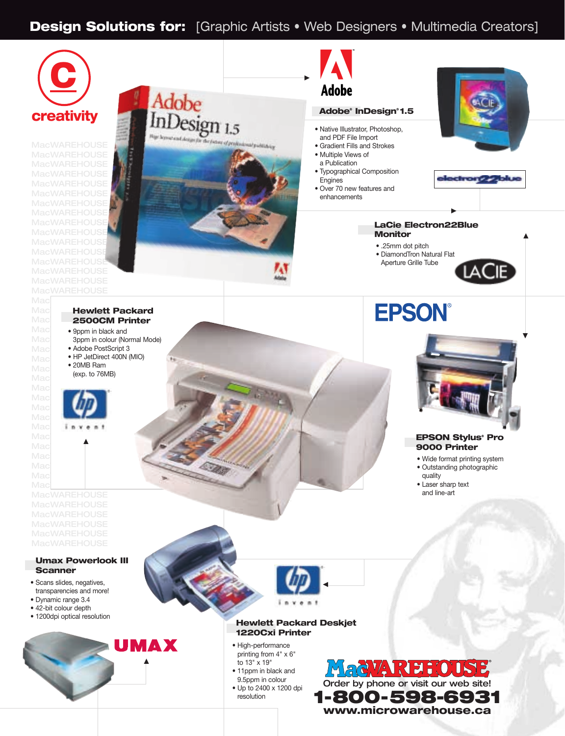# Design Solutions for: [Graphic Artists • Web Designers • Multimedia Creators]

creativity

## Adobe® InDesign® 1.5

- Native Illustrator, Photoshop, and PDF File Import
- Gradient Fills and Strokes
- Multiple Views of a Publication
- Typographical Composition Engines
- Over 70 new features and enhancements

## LaCie Electron22Blue Monitor

- .25mm dot pitch
- DiamondTron Natural Flat Aperture Grille Tube

## Hewlett Packard 2500CM Printer

- 9ppm in black and 3ppm in colour (Normal Mode)
- Adobe PostScript 3
- HP JetDirect 400N (MIO)
- 20MB Ram (exp. to 76MB)

## EPSON Stylus® Pro 9000 Printer

- Wide format printing system
- Outstanding photographic quality
- Laser sharp text and line-art

## Umax Powerlook III Scanner

- Scans slides, negatives, transparencies and more!
- Dynamic range 3.4
- 42-bit colour depth
- 1200dpi optical resolution

## Hewlett Packard Deskjet 1220Cxi Printer

- High-performance printing from 4" x 6" to 13" x 19"
- 11ppm in black and 9.5ppm in colour
- Up to 2400 x 1200 dpi resolution

MacWAREHOUSE®

Order by phone or visit our web site!

**1-800-598-6931**

**www.microwarehouse.ca**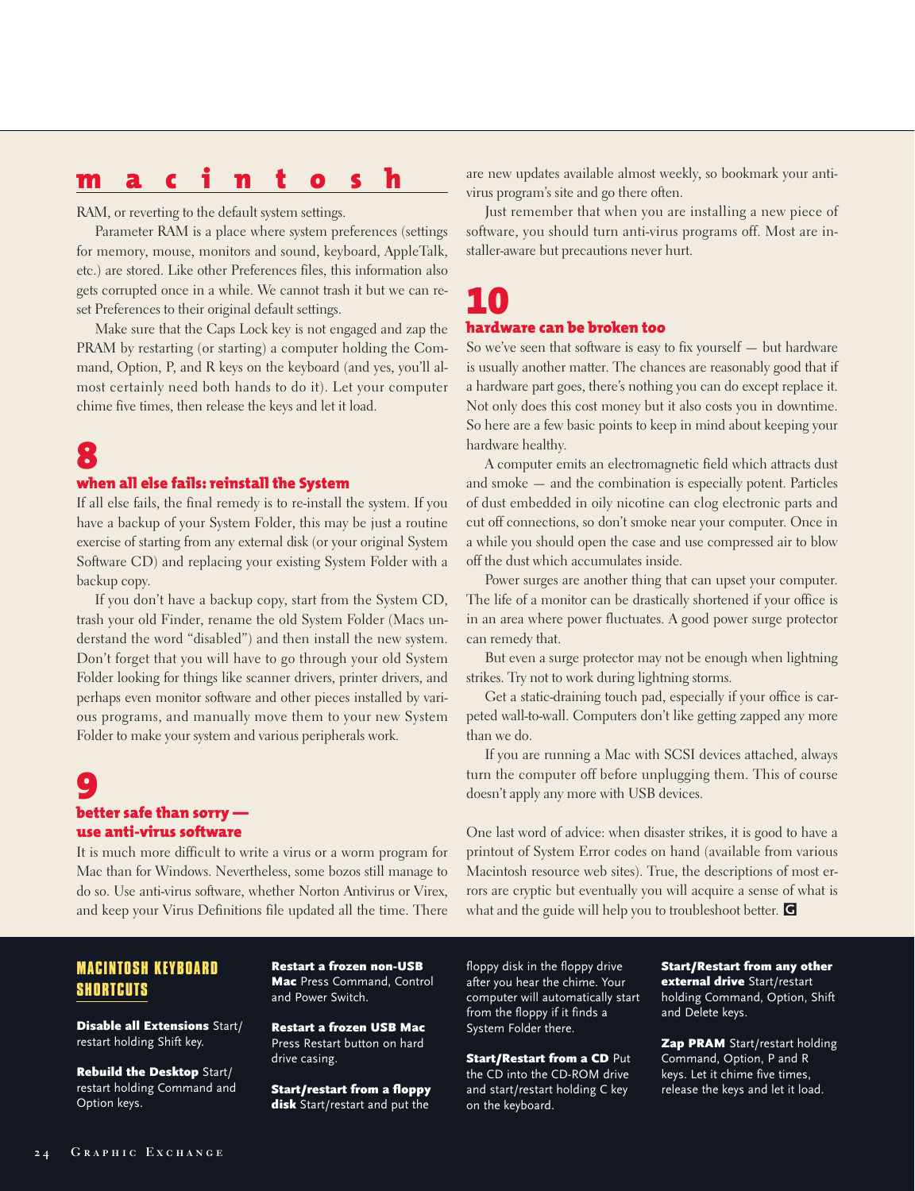# macintosh

RAM, or reverting to the default system settings.

Parameter RAM is a place where system preferences (settings for memory, mouse, monitors and sound, keyboard, AppleTalk, etc.) are stored. Like other Preferences files, this information also gets corrupted once in a while. We cannot trash it but we can reset Preferences to their original default settings.

Make sure that the Caps Lock key is not engaged and zap the PRAM by restarting (or starting) a computer holding the Command, Option, P, and R keys on the keyboard (and yes, you'll almost certainly need both hands to do it). Let your computer chime five times, then release the keys and let it load.

## 8
### when all else fails: reinstall the System

If all else fails, the final remedy is to re-install the system. If you have a backup of your System Folder, this may be just a routine exercise of starting from any external disk (or your original System Software CD) and replacing your existing System Folder with a backup copy.

If you don't have a backup copy, start from the System CD, trash your old Finder, rename the old System Folder (Macs understand the word "disabled") and then install the new system. Don't forget that you will have to go through your old System Folder looking for things like scanner drivers, printer drivers, and perhaps even monitor software and other pieces installed by various programs, and manually move them to your new System Folder to make your system and various peripherals work.

## 9
### better safe than sorry — use anti-virus software

It is much more difficult to write a virus or a worm program for Mac than for Windows. Nevertheless, some bozos still manage to do so. Use anti-virus software, whether Norton Antivirus or Virex, and keep your Virus Definitions file updated all the time. There are new updates available almost weekly, so bookmark your anti-virus program's site and go there often.

Just remember that when you are installing a new piece of software, you should turn anti-virus programs off. Most are installer-aware but precautions never hurt.

## 10
### hardware can be broken too

So we've seen that software is easy to fix yourself — but hardware is usually another matter. The chances are reasonably good that if a hardware part goes, there's nothing you can do except replace it. Not only does this cost money but it also costs you in downtime. So here are a few basic points to keep in mind about keeping your hardware healthy.

A computer emits an electromagnetic field which attracts dust and smoke — and the combination is especially potent. Particles of dust embedded in oily nicotine can clog electronic parts and cut off connections, so don't smoke near your computer. Once in a while you should open the case and use compressed air to blow off the dust which accumulates inside.

Power surges are another thing that can upset your computer. The life of a monitor can be drastically shortened if your office is in an area where power fluctuates. A good power surge protector can remedy that.

But even a surge protector may not be enough when lightning strikes. Try not to work during lightning storms.

Get a static-draining touch pad, especially if your office is carpeted wall-to-wall. Computers don't like getting zapped any more than we do.

If you are running a Mac with SCSI devices attached, always turn the computer off before unplugging them. This of course doesn't apply any more with USB devices.

One last word of advice: when disaster strikes, it is good to have a printout of System Error codes on hand (available from various Macintosh resource web sites). True, the descriptions of most errors are cryptic but eventually you will acquire a sense of what is what and the guide will help you to troubleshoot better.

---

### MACINTOSH KEYBOARD SHORTCUTS

**Disable all Extensions** Start/restart holding Shift key.

**Rebuild the Desktop** Start/restart holding Command and Option keys.

**Restart a frozen non-USB Mac** Press Command, Control and Power Switch.

**Restart a frozen USB Mac** Press Restart button on hard drive casing.

**Start/restart from a floppy disk** Start/restart and put the floppy disk in the floppy drive after you hear the chime. Your computer will automatically start from the floppy if it finds a System Folder there.

**Start/Restart from a CD** Put the CD into the CD-ROM drive and start/restart holding C key on the keyboard.

**Start/Restart from any other external drive** Start/restart holding Command, Option, Shift and Delete keys.

**Zap PRAM** Start/restart holding Command, Option, P and R keys. Let it chime five times, release the keys and let it load.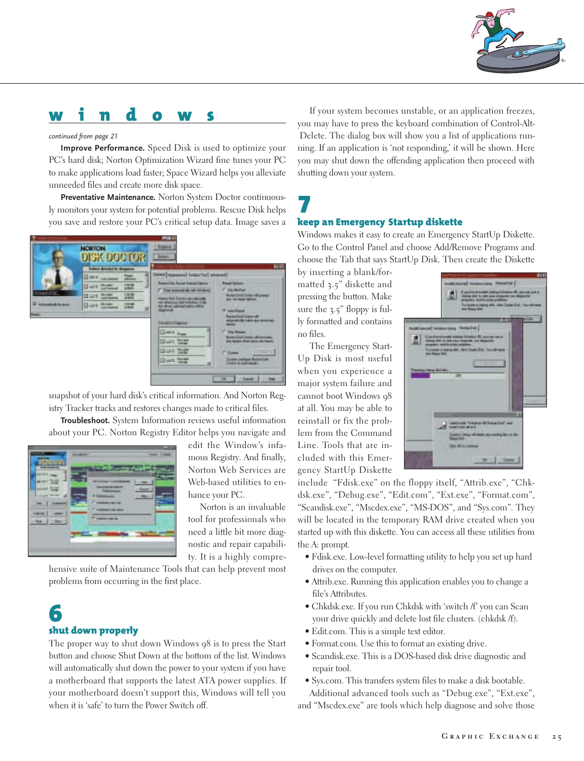## windows

*continued from page 21*

**Improve Performance.** Speed Disk is used to optimize your PC's hard disk; Norton Optimization Wizard fine tunes your PC to make applications load faster; Space Wizard helps you alleviate unneeded files and create more disk space.

**Preventative Maintenance.** Norton System Doctor continuously monitors your system for potential problems. Rescue Disk helps you save and restore your PC's critical setup data. Image saves a snapshot of your hard disk's critical information. And Norton Registry Tracker tracks and restores changes made to critical files.

**Troubleshoot.** System Information reviews useful information about your PC. Norton Registry Editor helps you navigate and edit the Window's infamous Registry. And finally, Norton Web Services are Web-based utilities to enhance your PC.

Norton is an invaluable tool for professionals who need a little bit more diagnostic and repair capability. It is a highly comprehensive suite of Maintenance Tools that can help prevent most problems from occurring in the first place.

## 6
### shut down properly

The proper way to shut down Windows 98 is to press the Start button and choose Shut Down at the bottom of the list. Windows will automatically shut down the power to your system if you have a motherboard that supports the latest ATA power supplies. If your motherboard doesn't support this, Windows will tell you when it is 'safe' to turn the Power Switch off.

If your system becomes unstable, or an application freezes, you may have to press the keyboard combination of Control-Alt-Delete. The dialog box will show you a list of applications running. If an application is 'not responding,' it will be shown. Here you may shut down the offending application then proceed with shutting down your system.

## 7
### keep an Emergency Startup diskette

Windows makes it easy to create an Emergency StartUp Diskette. Go to the Control Panel and choose Add/Remove Programs and choose the Tab that says StartUp Disk. Then create the Diskette by inserting a blank/formatted 3.5" diskette and pressing the button. Make sure the 3.5" floppy is fully formatted and contains no files.

The Emergency StartUp Disk is most useful when you experience a major system failure and cannot boot Windows 98 at all. You may be able to reinstall or fix the problem from the Command Line. Tools that are included with this Emergency StartUp Diskette include "Fdisk.exe" on the floppy itself, "Attrib.exe", "Chkdsk.exe", "Debug.exe", "Edit.com", "Ext.exe", "Format.com", "Scandisk.exe", "Mscdex.exe", "MS-DOS", and "Sys.com". They will be located in the temporary RAM drive created when you started up with this diskette. You can access all these utilities from the A: prompt.

- Fdisk.exe. Low-level formatting utility to help you set up hard drives on the computer.
- Attrib.exe. Running this application enables you to change a file's Attributes.
- Chkdsk.exe. If you run Chkdsk with 'switch /f' you can Scan your drive quickly and delete lost file clusters. (chkdsk /f).
- Edit.com. This is a simple text editor.
- Format.com. Use this to format an existing drive.
- Scandisk.exe. This is a DOS-based disk drive diagnostic and repair tool.
- Sys.com. This transfers system files to make a disk bootable.

Additional advanced tools such as "Debug.exe", "Ext.exe", and "Mscdex.exe" are tools which help diagnose and solve those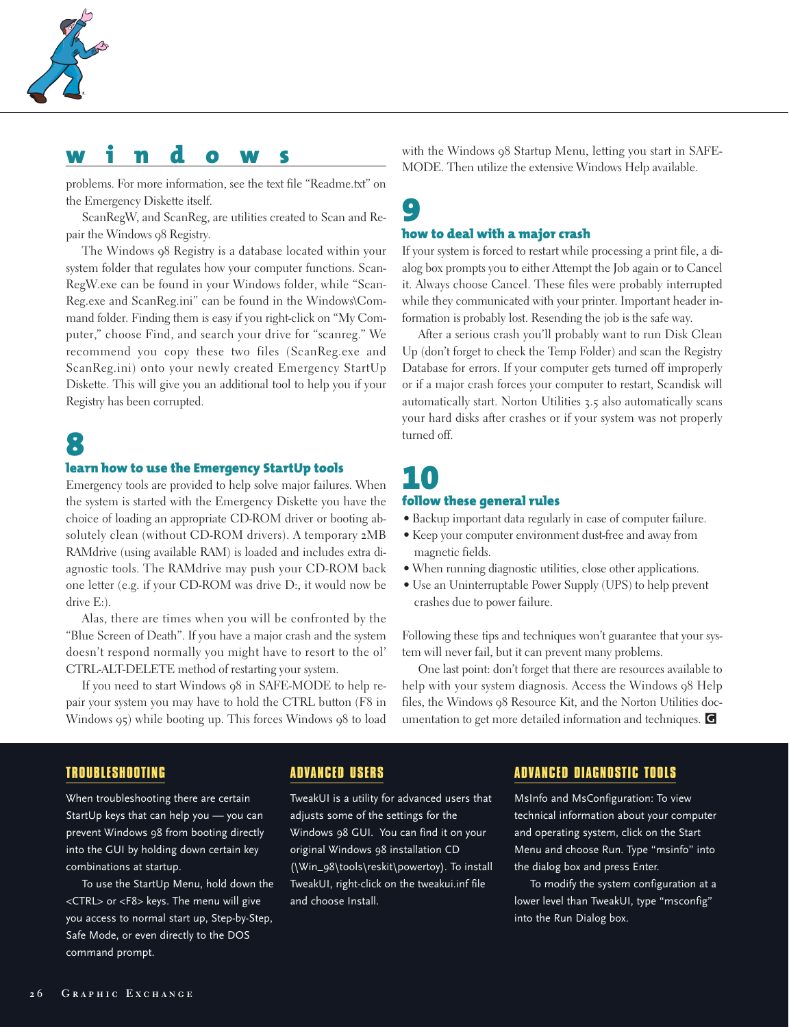problems. For more information, see the text file "Readme.txt" on the Emergency Diskette itself.

ScanRegW, and ScanReg, are utilities created to Scan and Repair the Windows 98 Registry.

The Windows 98 Registry is a database located within your system folder that regulates how your computer functions. ScanRegW.exe can be found in your Windows folder, while "ScanReg.exe and ScanReg.ini" can be found in the Windows\Command folder. Finding them is easy if you right-click on "My Computer," choose Find, and search your drive for "scanreg." We recommend you copy these two files (ScanReg.exe and ScanReg.ini) onto your newly created Emergency StartUp Diskette. This will give you an additional tool to help you if your Registry has been corrupted.

## 8

### learn how to use the Emergency StartUp tools

Emergency tools are provided to help solve major failures. When the system is started with the Emergency Diskette you have the choice of loading an appropriate CD-ROM driver or booting absolutely clean (without CD-ROM drivers). A temporary 2MB RAMdrive (using available RAM) is loaded and includes extra diagnostic tools. The RAMdrive may push your CD-ROM back one letter (e.g. if your CD-ROM was drive D:, it would now be drive E:).

Alas, there are times when you will be confronted by the "Blue Screen of Death". If you have a major crash and the system doesn't respond normally you might have to resort to the ol' CTRL-ALT-DELETE method of restarting your system.

If you need to start Windows 98 in SAFE-MODE to help repair your system you may have to hold the CTRL button (F8 in Windows 95) while booting up. This forces Windows 98 to load with the Windows 98 Startup Menu, letting you start in SAFE-MODE. Then utilize the extensive Windows Help available.

## 9

### how to deal with a major crash

If your system is forced to restart while processing a print file, a dialog box prompts you to either Attempt the Job again or to Cancel it. Always choose Cancel. These files were probably interrupted while they communicated with your printer. Important header information is probably lost. Resending the job is the safe way.

After a serious crash you'll probably want to run Disk Clean Up (don't forget to check the Temp Folder) and scan the Registry Database for errors. If your computer gets turned off improperly or if a major crash forces your computer to restart, Scandisk will automatically start. Norton Utilities 3.5 also automatically scans your hard disks after crashes or if your system was not properly turned off.

## 10

### follow these general rules

- Backup important data regularly in case of computer failure.
- Keep your computer environment dust-free and away from magnetic fields.
- When running diagnostic utilities, close other applications.
- Use an Uninterruptable Power Supply (UPS) to help prevent crashes due to power failure.

Following these tips and techniques won't guarantee that your system will never fail, but it can prevent many problems.

One last point: don't forget that there are resources available to help with your system diagnosis. Access the Windows 98 Help files, the Windows 98 Resource Kit, and the Norton Utilities documentation to get more detailed information and techniques.

### TROUBLESHOOTING

When troubleshooting there are certain StartUp keys that can help you — you can prevent Windows 98 from booting directly into the GUI by holding down certain key combinations at startup.

To use the StartUp Menu, hold down the <CTRL> or <F8> keys. The menu will give you access to normal start up, Step-by-Step, Safe Mode, or even directly to the DOS command prompt.

### ADVANCED USERS

TweakUI is a utility for advanced users that adjusts some of the settings for the Windows 98 GUI. You can find it on your original Windows 98 installation CD (\Win_98\tools\reskit\powertoy). To install TweakUI, right-click on the tweakui.inf file and choose Install.

### ADVANCED DIAGNOSTIC TOOLS

MsInfo and MsConfiguration: To view technical information about your computer and operating system, click on the Start Menu and choose Run. Type "msinfo" into the dialog box and press Enter.

To modify the system configuration at a lower level than TweakUI, type "msconfig" into the Run Dialog box.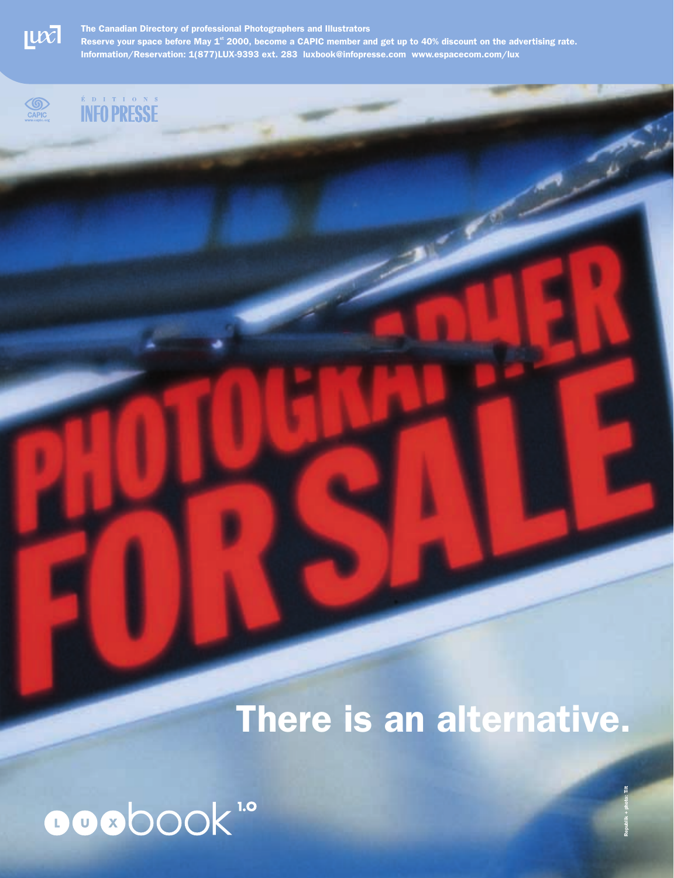LUX

**The Canadian Directory of professional Photographers and Illustrators**
**Reserve your space before May 1st 2000, become a CAPIC member and get up to 40% discount on the advertising rate.**
**Information/Reservation: 1(877)LUX-9393 ext. 283 luxbook@infopresse.com www.espacecom.com/lux**

CAPIC www.capic.org

ÉDITIONS INFO PRESSE

PHOTOGRAPHER FOR SALE

# There is an alternative.

LUX book 1.0

Republik + photo: Tilt